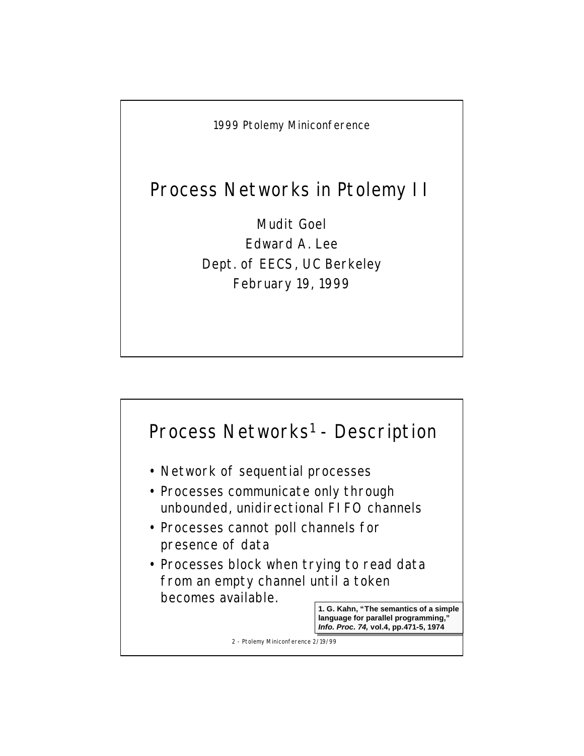1999 Ptolemy Miniconference

# Process Networks in Ptolemy II

Mudit Goel
Edward A. Lee
Dept. of EECS, UC Berkeley
February 19, 1999

## Process Networks[1] - Description

- Network of sequential processes
- Processes communicate only through unbounded, unidirectional FIFO channels
- Processes cannot poll channels for presence of data
- Processes block when trying to read data from an empty channel until a token becomes available.

**1. G. Kahn, "The semantics of a simple language for parallel programming,"** ***Info. Proc. 74,*** **vol.4, pp.471-5, 1974**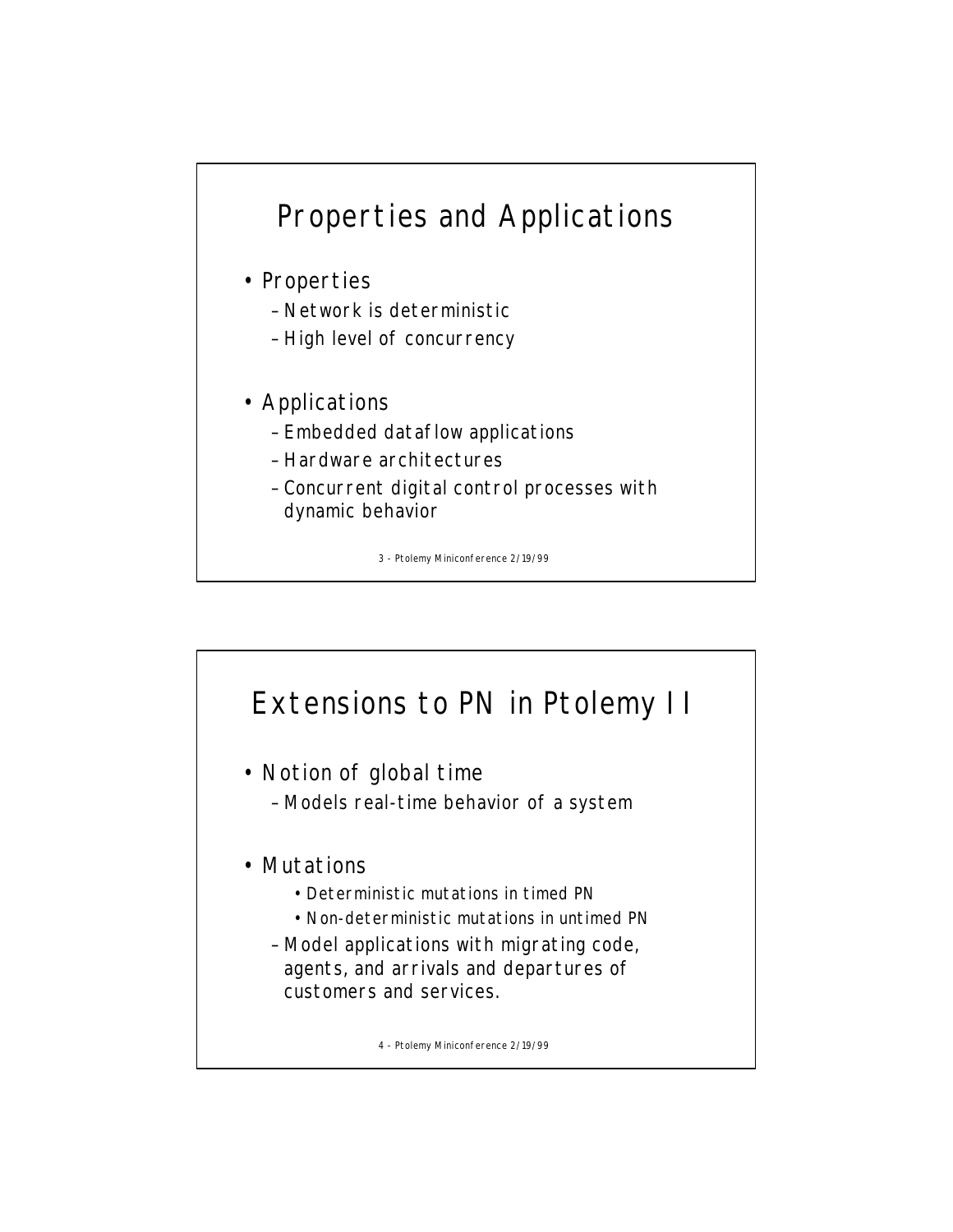## Properties and Applications

- Properties
  - Network is deterministic
  - High level of concurrency
- Applications
  - Embedded dataflow applications
  - Hardware architectures
  - Concurrent digital control processes with dynamic behavior

3 - Ptolemy Miniconference 2/19/99

## Extensions to PN in Ptolemy II

- Notion of global time
  - Models real-time behavior of a system
- Mutations
    - Deterministic mutations in timed PN
    - Non-deterministic mutations in untimed PN
  - Model applications with migrating code, agents, and arrivals and departures of customers and services.

4 - Ptolemy Miniconference 2/19/99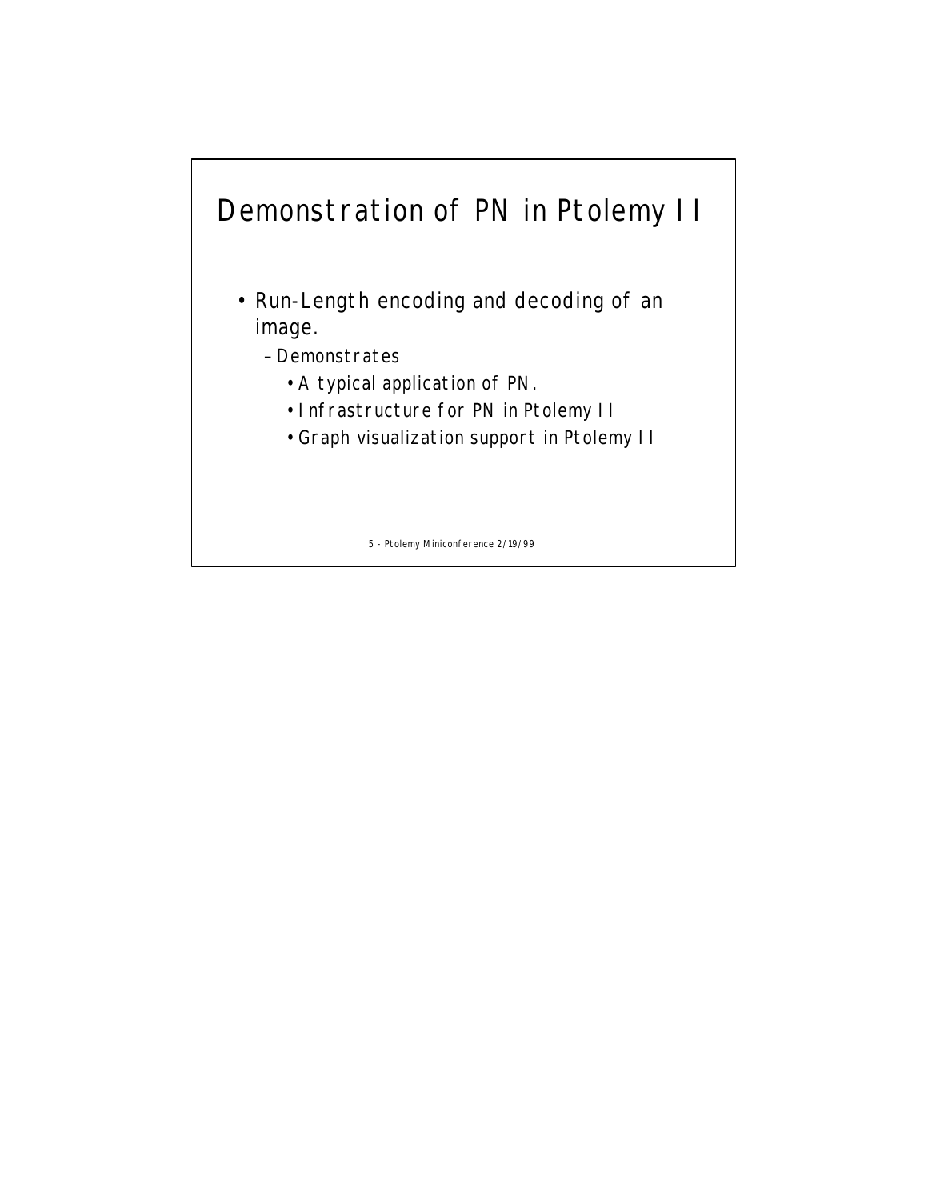# Demonstration of PN in Ptolemy II

- Run-Length encoding and decoding of an image.
  - Demonstrates
    - A typical application of PN.
    - Infrastructure for PN in Ptolemy II
    - Graph visualization support in Ptolemy II